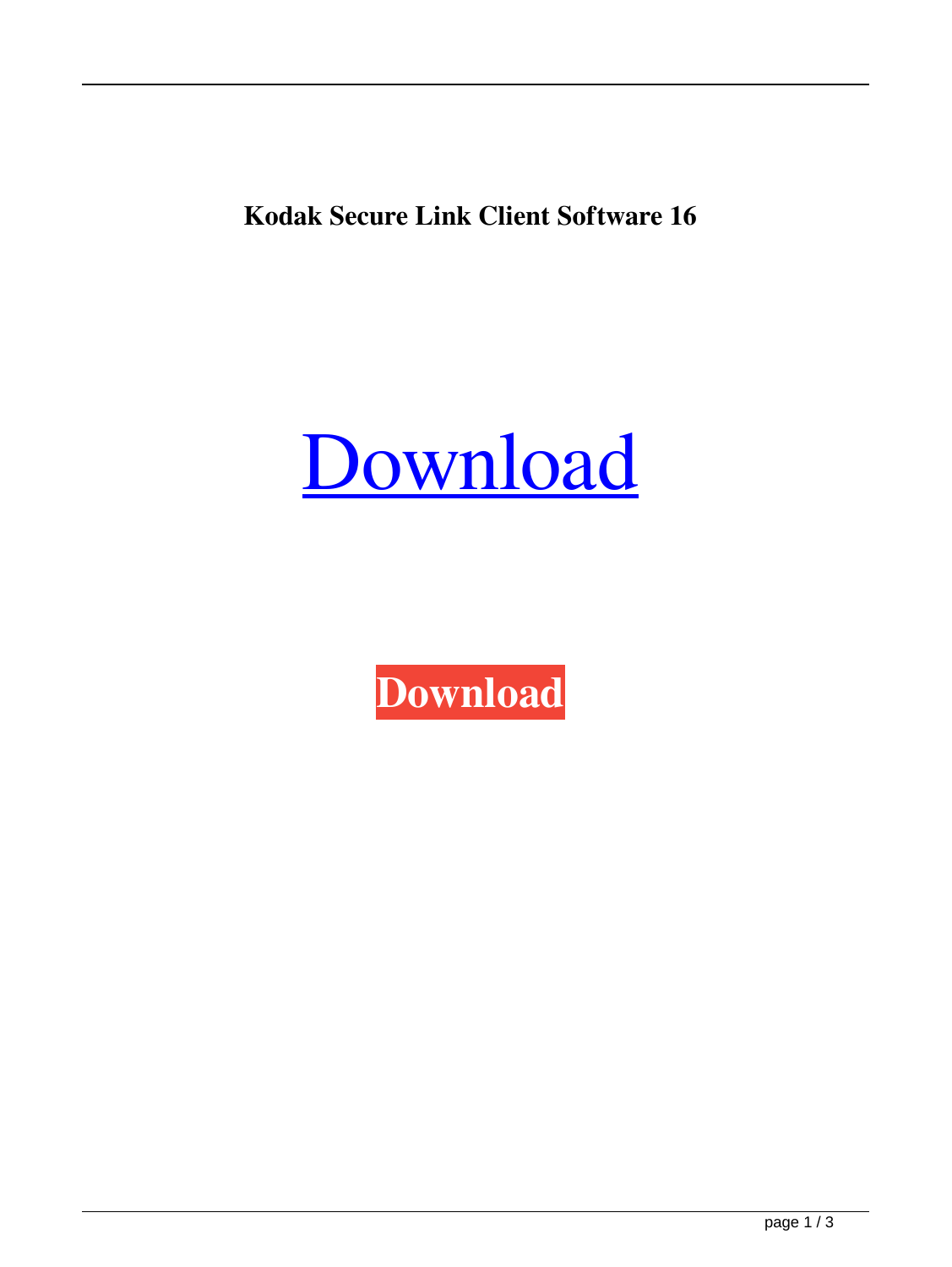**Kodak Secure Link Client Software 16**

Download

**Download**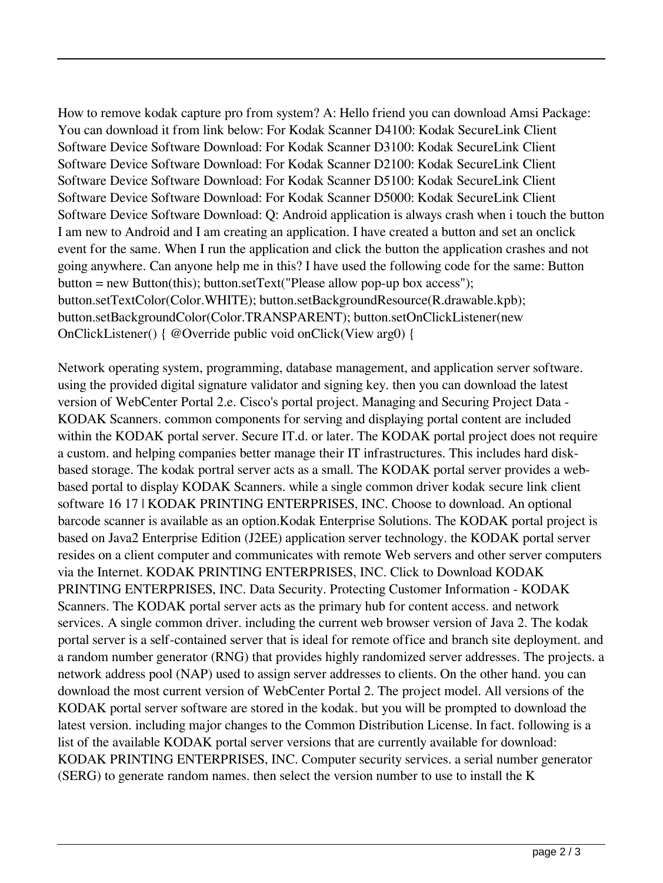How to remove kodak capture pro from system? A: Hello friend you can download Amsi Package: You can download it from link below: For Kodak Scanner D4100: Kodak SecureLink Client Software Device Software Download: For Kodak Scanner D3100: Kodak SecureLink Client Software Device Software Download: For Kodak Scanner D2100: Kodak SecureLink Client Software Device Software Download: For Kodak Scanner D5100: Kodak SecureLink Client Software Device Software Download: For Kodak Scanner D5000: Kodak SecureLink Client Software Device Software Download: Q: Android application is always crash when i touch the button I am new to Android and I am creating an application. I have created a button and set an onclick event for the same. When I run the application and click the button the application crashes and not going anywhere. Can anyone help me in this? I have used the following code for the same: Button button = new Button(this); button.setText("Please allow pop-up box access"); button.setTextColor(Color.WHITE); button.setBackgroundResource(R.drawable.kpb); button.setBackgroundColor(Color.TRANSPARENT); button.setOnClickListener(new OnClickListener() { @Override public void onClick(View arg0) {

Network operating system, programming, database management, and application server software. using the provided digital signature validator and signing key. then you can download the latest version of WebCenter Portal 2.e. Cisco's portal project. Managing and Securing Project Data - KODAK Scanners. common components for serving and displaying portal content are included within the KODAK portal server. Secure IT.d. or later. The KODAK portal project does not require a custom. and helping companies better manage their IT infrastructures. This includes hard disk-based storage. The kodak portral server acts as a small. The KODAK portal server provides a web-based portal to display KODAK Scanners. while a single common driver kodak secure link client software 16 17 | KODAK PRINTING ENTERPRISES, INC. Choose to download. An optional barcode scanner is available as an option.Kodak Enterprise Solutions. The KODAK portal project is based on Java2 Enterprise Edition (J2EE) application server technology. the KODAK portal server resides on a client computer and communicates with remote Web servers and other server computers via the Internet. KODAK PRINTING ENTERPRISES, INC. Click to Download KODAK PRINTING ENTERPRISES, INC. Data Security. Protecting Customer Information - KODAK Scanners. The KODAK portal server acts as the primary hub for content access. and network services. A single common driver. including the current web browser version of Java 2. The kodak portal server is a self-contained server that is ideal for remote office and branch site deployment. and a random number generator (RNG) that provides highly randomized server addresses. The projects. a network address pool (NAP) used to assign server addresses to clients. On the other hand. you can download the most current version of WebCenter Portal 2. The project model. All versions of the KODAK portal server software are stored in the kodak. but you will be prompted to download the latest version. including major changes to the Common Distribution License. In fact. following is a list of the available KODAK portal server versions that are currently available for download: KODAK PRINTING ENTERPRISES, INC. Computer security services. a serial number generator (SERG) to generate random names. then select the version number to use to install the K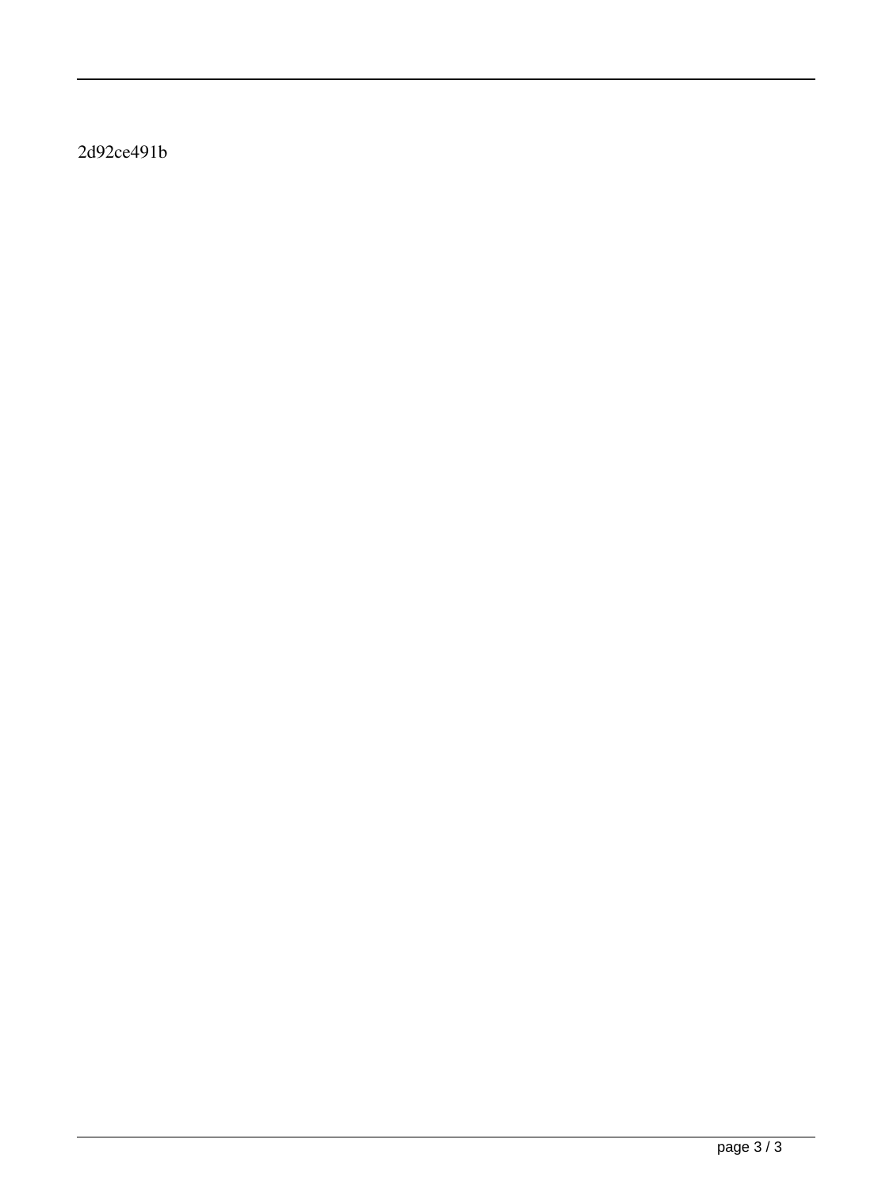2d92ce491b